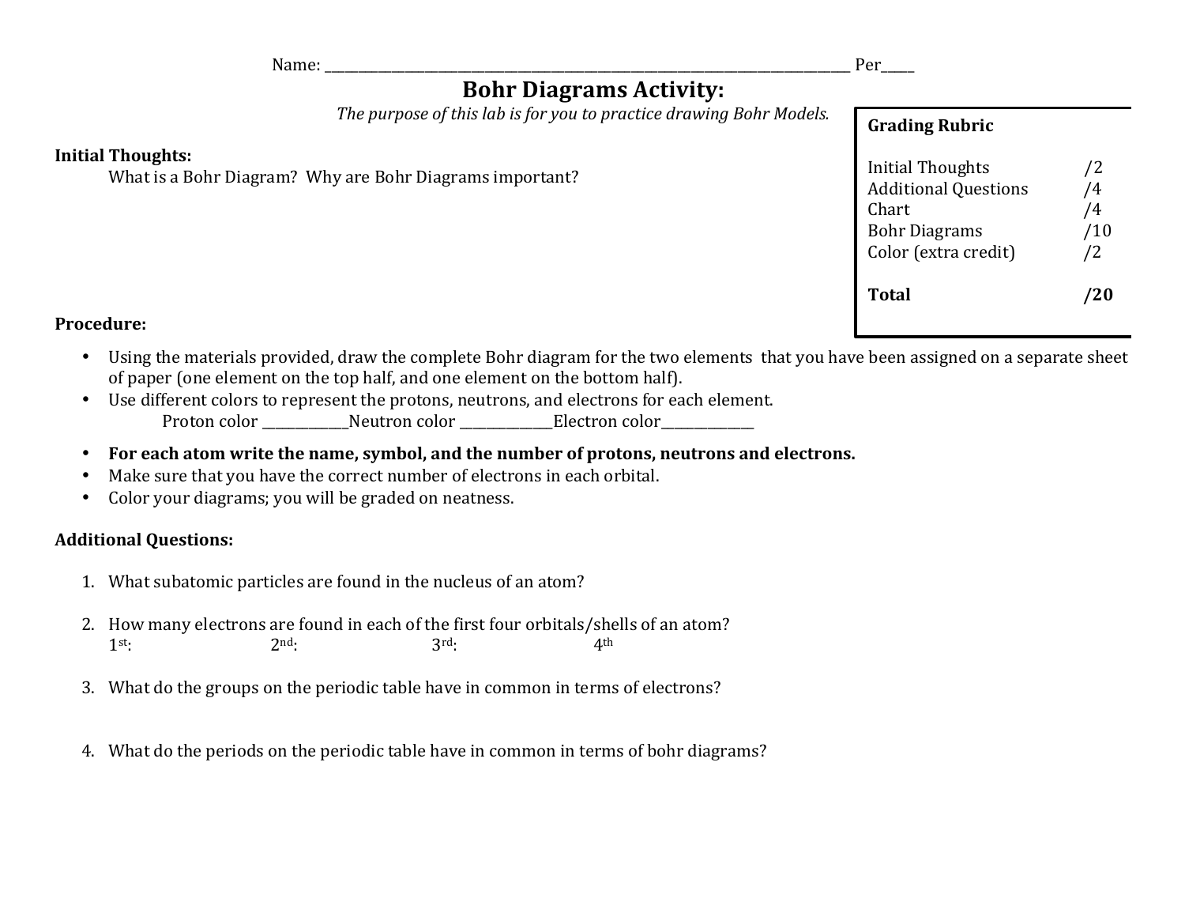Name: ______________________________________________________________________________ Per_____

# Bohr Diagrams Activity:

*The purpose of this lab is for you to practice drawing Bohr Models.*

| **Grading Rubric** | |
|---|---|
| Initial Thoughts | /2 |
| Additional Questions | /4 |
| Chart | /4 |
| Bohr Diagrams | /10 |
| Color (extra credit) | /2 |
| **Total** | **/20** |

**Initial Thoughts:**

What is a Bohr Diagram? Why are Bohr Diagrams important?

**Procedure:**

- Using the materials provided, draw the complete Bohr diagram for the two elements that you have been assigned on a separate sheet of paper (one element on the top half, and one element on the bottom half).
- Use different colors to represent the protons, neutrons, and electrons for each element.
  Proton color ____________Neutron color _____________Electron color_____________
- **For each atom write the name, symbol, and the number of protons, neutrons and electrons.**
- Make sure that you have the correct number of electrons in each orbital.
- Color your diagrams; you will be graded on neatness.

**Additional Questions:**

1. What subatomic particles are found in the nucleus of an atom?
2. How many electrons are found in each of the first four orbitals/shells of an atom?
   1st: 2nd: 3rd: 4th
3. What do the groups on the periodic table have in common in terms of electrons?
4. What do the periods on the periodic table have in common in terms of bohr diagrams?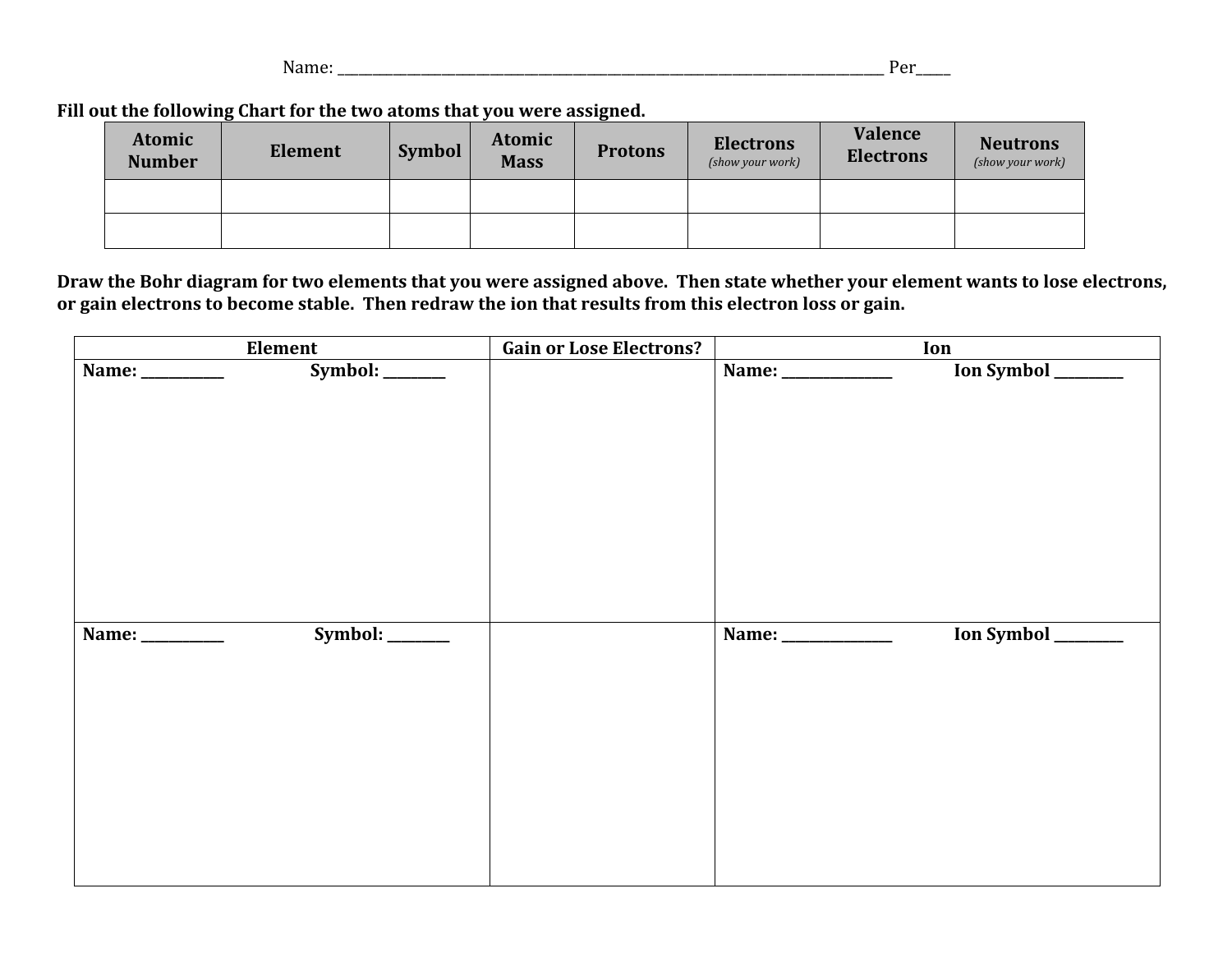Name: ___________________________________________________________________________ Per____

**Fill out the following Chart for the two atoms that you were assigned.**

| Atomic Number | Element | Symbol | Atomic Mass | Protons | Electrons *(show your work)* | Valence Electrons | Neutrons *(show your work)* |
|---|---|---|---|---|---|---|---|
| | | | | | | | |
| | | | | | | | |

**Draw the Bohr diagram for two elements that you were assigned above. Then state whether your element wants to lose electrons, or gain electrons to become stable. Then redraw the ion that results from this electron loss or gain.**

| Element | Gain or Lose Electrons? | Ion |
|---|---|---|
| **Name: ___________ Symbol: ________** | | **Name: _______________ Ion Symbol _________** |
| **Name: ___________ Symbol: ________** | | **Name: _______________ Ion Symbol _________** |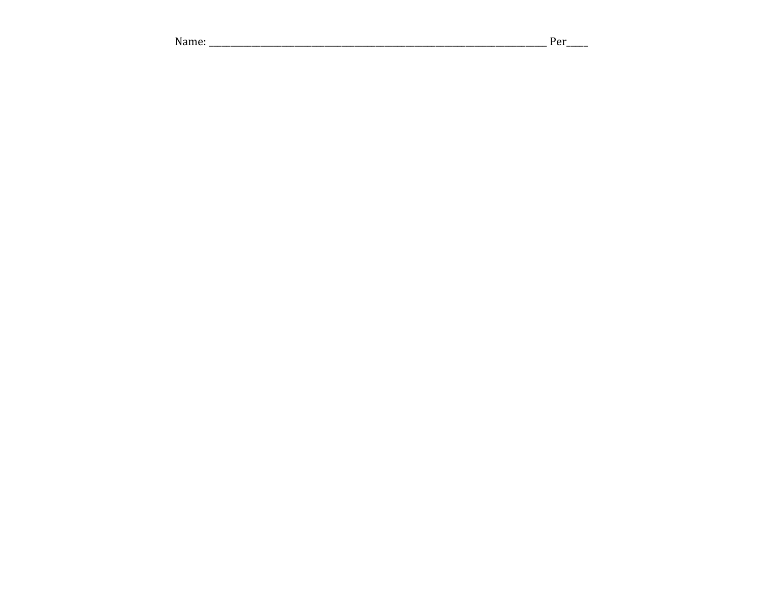Name: ___________________________________________________________________________ Per____